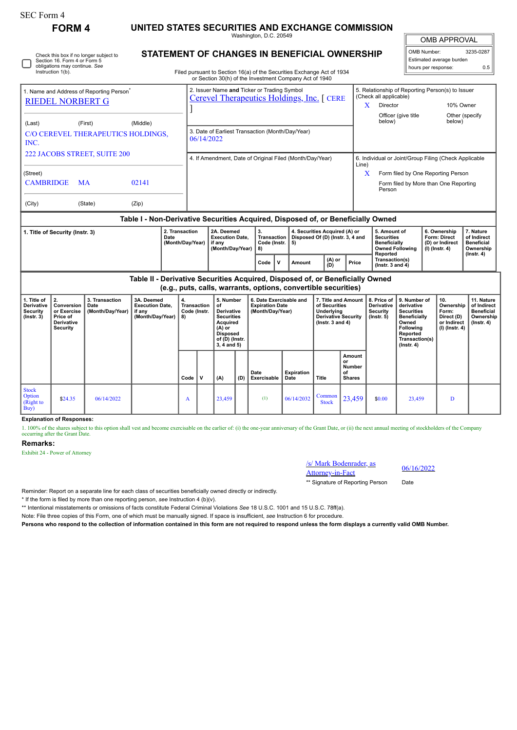SEC Form 4

# FORM 4

## UNITED STATES SECURITIES AND EXCHANGE COMMISSION

Washington, D.C. 20549

## STATEMENT OF CHANGES IN BENEFICIAL OWNERSHIP

Filed pursuant to Section 16(a) of the Securities Exchange Act of 1934
or Section 30(h) of the Investment Company Act of 1940

| OMB APPROVAL | |
|---|---|
| OMB Number: | 3235-0287 |
| Estimated average burden | |
| hours per response: | 0.5 |

☐ Check this box if no longer subject to Section 16. Form 4 or Form 5 obligations may continue. *See* Instruction 1(b).

1. Name and Address of Reporting Person*

RIEDEL NORBERT G

(Last) (First) (Middle)

C/O CEREVEL THERAPEUTICS HOLDINGS, INC.

222 JACOBS STREET, SUITE 200

(Street)

CAMBRIDGE MA 02141

(City) (State) (Zip)

2. Issuer Name **and** Ticker or Trading Symbol

Cerevel Therapeutics Holdings, Inc. [ CERE ]

3. Date of Earliest Transaction (Month/Day/Year)

06/14/2022

4. If Amendment, Date of Original Filed (Month/Day/Year)

5. Relationship of Reporting Person(s) to Issuer (Check all applicable)

X Director

10% Owner

Officer (give title below)

Other (specify below)

6. Individual or Joint/Group Filing (Check Applicable Line)

X Form filed by One Reporting Person

Form filed by More than One Reporting Person

### Table I - Non-Derivative Securities Acquired, Disposed of, or Beneficially Owned

| 1. Title of Security (Instr. 3) | 2. Transaction Date (Month/Day/Year) | 2A. Deemed Execution Date, if any (Month/Day/Year) | 3. Transaction Code (Instr. 8) | | 4. Securities Acquired (A) or Disposed Of (D) (Instr. 3, 4 and 5) | | | 5. Amount of Securities Beneficially Owned Following Reported Transaction(s) (Instr. 3 and 4) | 6. Ownership Form: Direct (D) or Indirect (I) (Instr. 4) | 7. Nature of Indirect Beneficial Ownership (Instr. 4) |
|---|---|---|---|---|---|---|---|---|---|---|
| | | | Code | V | Amount | (A) or (D) | Price | | | |

### Table II - Derivative Securities Acquired, Disposed of, or Beneficially Owned (e.g., puts, calls, warrants, options, convertible securities)

| 1. Title of Derivative Security (Instr. 3) | 2. Conversion or Exercise Price of Derivative Security | 3. Transaction Date (Month/Day/Year) | 3A. Deemed Execution Date, if any (Month/Day/Year) | 4. Transaction Code (Instr. 8) | | 5. Number of Derivative Securities Acquired (A) or Disposed of (D) (Instr. 3, 4 and 5) | | 6. Date Exercisable and Expiration Date (Month/Day/Year) | | 7. Title and Amount of Securities Underlying Derivative Security (Instr. 3 and 4) | | 8. Price of Derivative Security (Instr. 5) | 9. Number of derivative Securities Beneficially Owned Following Reported Transaction(s) (Instr. 4) | 10. Ownership Form: Direct (D) or Indirect (I) (Instr. 4) | 11. Nature of Indirect Beneficial Ownership (Instr. 4) |
|---|---|---|---|---|---|---|---|---|---|---|---|---|---|---|---|
| | | | | Code | V | (A) | (D) | Date Exercisable | Expiration Date | Title | Amount or Number of Shares | | | | |
| Stock Option (Right to Buy) | $24.35 | 06/14/2022 | | A | | 23,459 | | (1) | 06/14/2032 | Common Stock | 23,459 | $0.00 | 23,459 | D | |

**Explanation of Responses:**

1. 100% of the shares subject to this option shall vest and become exercisable on the earlier of: (i) the one-year anniversary of the Grant Date, or (ii) the next annual meeting of stockholders of the Company occurring after the Grant Date.

**Remarks:**

Exhibit 24 - Power of Attorney

/s/ Mark Bodenrader, as Attorney-in-Fact — 06/16/2022

** Signature of Reporting Person — Date

Reminder: Report on a separate line for each class of securities beneficially owned directly or indirectly.

* If the form is filed by more than one reporting person, *see* Instruction 4 (b)(v).

** Intentional misstatements or omissions of facts constitute Federal Criminal Violations *See* 18 U.S.C. 1001 and 15 U.S.C. 78ff(a).

Note: File three copies of this Form, one of which must be manually signed. If space is insufficient, *see* Instruction 6 for procedure.

**Persons who respond to the collection of information contained in this form are not required to respond unless the form displays a currently valid OMB Number.**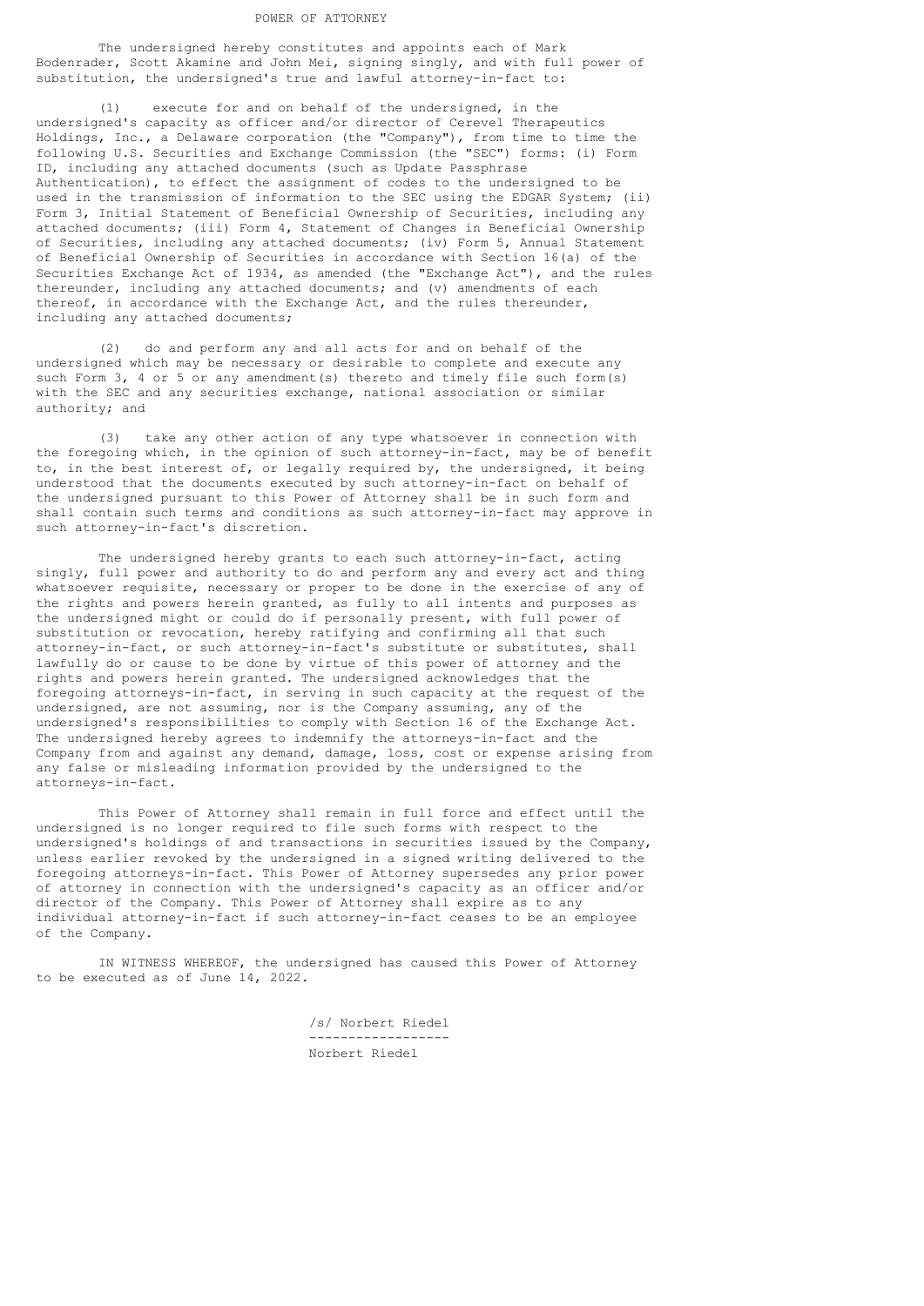# POWER OF ATTORNEY

The undersigned hereby constitutes and appoints each of Mark Bodenrader, Scott Akamine and John Mei, signing singly, and with full power of substitution, the undersigned's true and lawful attorney-in-fact to:

(1) execute for and on behalf of the undersigned, in the undersigned's capacity as officer and/or director of Cerevel Therapeutics Holdings, Inc., a Delaware corporation (the "Company"), from time to time the following U.S. Securities and Exchange Commission (the "SEC") forms: (i) Form ID, including any attached documents (such as Update Passphrase Authentication), to effect the assignment of codes to the undersigned to be used in the transmission of information to the SEC using the EDGAR System; (ii) Form 3, Initial Statement of Beneficial Ownership of Securities, including any attached documents; (iii) Form 4, Statement of Changes in Beneficial Ownership of Securities, including any attached documents; (iv) Form 5, Annual Statement of Beneficial Ownership of Securities in accordance with Section 16(a) of the Securities Exchange Act of 1934, as amended (the "Exchange Act"), and the rules thereunder, including any attached documents; and (v) amendments of each thereof, in accordance with the Exchange Act, and the rules thereunder, including any attached documents;

(2) do and perform any and all acts for and on behalf of the undersigned which may be necessary or desirable to complete and execute any such Form 3, 4 or 5 or any amendment(s) thereto and timely file such form(s) with the SEC and any securities exchange, national association or similar authority; and

(3) take any other action of any type whatsoever in connection with the foregoing which, in the opinion of such attorney-in-fact, may be of benefit to, in the best interest of, or legally required by, the undersigned, it being understood that the documents executed by such attorney-in-fact on behalf of the undersigned pursuant to this Power of Attorney shall be in such form and shall contain such terms and conditions as such attorney-in-fact may approve in such attorney-in-fact's discretion.

The undersigned hereby grants to each such attorney-in-fact, acting singly, full power and authority to do and perform any and every act and thing whatsoever requisite, necessary or proper to be done in the exercise of any of the rights and powers herein granted, as fully to all intents and purposes as the undersigned might or could do if personally present, with full power of substitution or revocation, hereby ratifying and confirming all that such attorney-in-fact, or such attorney-in-fact's substitute or substitutes, shall lawfully do or cause to be done by virtue of this power of attorney and the rights and powers herein granted. The undersigned acknowledges that the foregoing attorneys-in-fact, in serving in such capacity at the request of the undersigned, are not assuming, nor is the Company assuming, any of the undersigned's responsibilities to comply with Section 16 of the Exchange Act. The undersigned hereby agrees to indemnify the attorneys-in-fact and the Company from and against any demand, damage, loss, cost or expense arising from any false or misleading information provided by the undersigned to the attorneys-in-fact.

This Power of Attorney shall remain in full force and effect until the undersigned is no longer required to file such forms with respect to the undersigned's holdings of and transactions in securities issued by the Company, unless earlier revoked by the undersigned in a signed writing delivered to the foregoing attorneys-in-fact. This Power of Attorney supersedes any prior power of attorney in connection with the undersigned's capacity as an officer and/or director of the Company. This Power of Attorney shall expire as to any individual attorney-in-fact if such attorney-in-fact ceases to be an employee of the Company.

IN WITNESS WHEREOF, the undersigned has caused this Power of Attorney to be executed as of June 14, 2022.

/s/ Norbert Riedel

Norbert Riedel